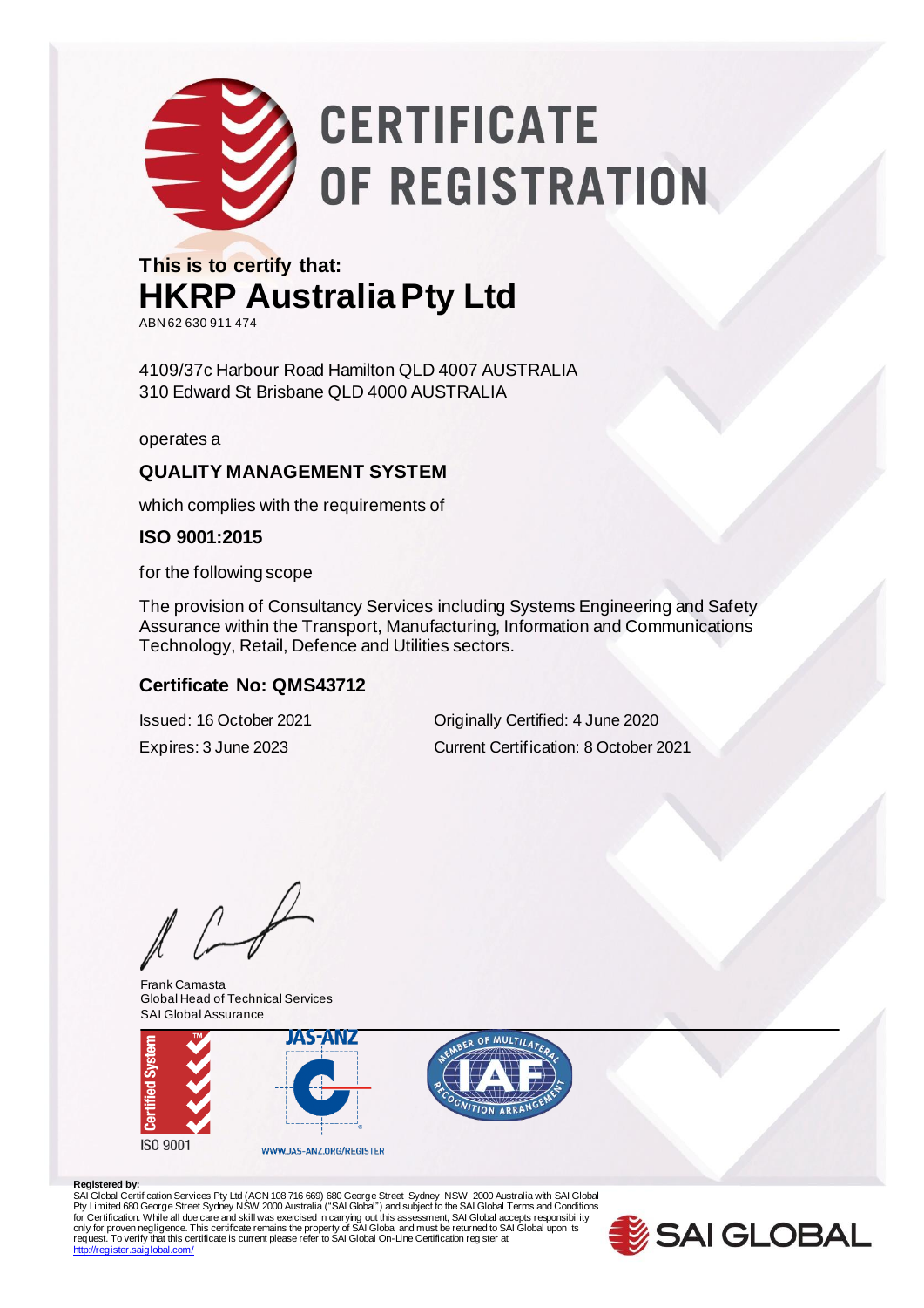# CERTIFICATE OF REGISTRATION

**This is to certify that:**

## HKRP Australia Pty Ltd

ABN 62 630 911 474

4109/37c Harbour Road Hamilton QLD 4007 AUSTRALIA
310 Edward St Brisbane QLD 4000 AUSTRALIA

operates a

### QUALITY MANAGEMENT SYSTEM

which complies with the requirements of

### ISO 9001:2015

for the following scope

The provision of Consultancy Services including Systems Engineering and Safety Assurance within the Transport, Manufacturing, Information and Communications Technology, Retail, Defence and Utilities sectors.

### Certificate No: QMS43712

Issued: 16 October 2021

Expires: 3 June 2023

Originally Certified: 4 June 2020

Current Certification: 8 October 2021

Frank Camasta
Global Head of Technical Services
SAI Global Assurance

Certified System
ISO 9001

JAS-ANZ
WWW.JAS-ANZ.ORG/REGISTER

MEMBER OF MULTILATERAL RECOGNITION ARRANGEMENT IAF

**Registered by:**
SAI Global Certification Services Pty Ltd (ACN 108 716 669) 680 George Street Sydney NSW 2000 Australia with SAI Global Pty Limited 680 George Street Sydney NSW 2000 Australia ("SAI Global") and subject to the SAI Global Terms and Conditions for Certification. While all due care and skill was exercised in carrying out this assessment, SAI Global accepts responsibility only for proven negligence. This certificate remains the property of SAI Global and must be returned to SAI Global upon its request. To verify that this certificate is current please refer to SAI Global On-Line Certification register at http://register.saiglobal.com/

SAI GLOBAL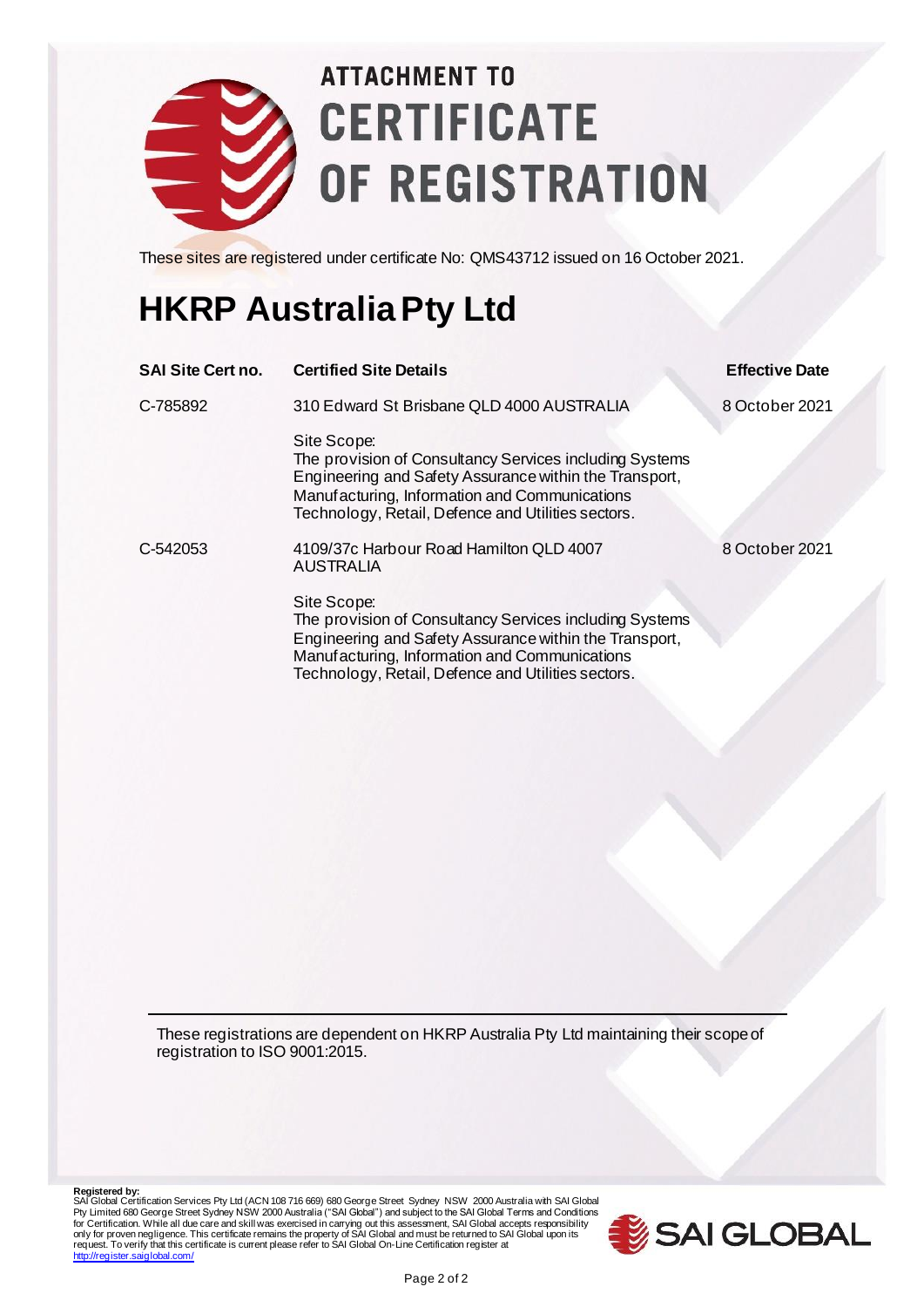# ATTACHMENT TO CERTIFICATE OF REGISTRATION

These sites are registered under certificate No: QMS43712 issued on 16 October 2021.

## HKRP Australia Pty Ltd

| SAI Site Cert no. | Certified Site Details | Effective Date |
|---|---|---|
| C-785892 | 310 Edward St Brisbane QLD 4000 AUSTRALIA<br><br>Site Scope:<br>The provision of Consultancy Services including Systems Engineering and Safety Assurance within the Transport, Manufacturing, Information and Communications Technology, Retail, Defence and Utilities sectors. | 8 October 2021 |
| C-542053 | 4109/37c Harbour Road Hamilton QLD 4007 AUSTRALIA<br><br>Site Scope:<br>The provision of Consultancy Services including Systems Engineering and Safety Assurance within the Transport, Manufacturing, Information and Communications Technology, Retail, Defence and Utilities sectors. | 8 October 2021 |

These registrations are dependent on HKRP Australia Pty Ltd maintaining their scope of registration to ISO 9001:2015.

**Registered by:**
SAI Global Certification Services Pty Ltd (ACN 108 716 669) 680 George Street Sydney NSW 2000 Australia with SAI Global Pty Limited 680 George Street Sydney NSW 2000 Australia ("SAI Global") and subject to the SAI Global Terms and Conditions for Certification. While all due care and skill was exercised in carrying out this assessment, SAI Global accepts responsibility only for proven negligence. This certificate remains the property of SAI Global and must be returned to SAI Global upon its request. To verify that this certificate is current please refer to SAI Global On-Line Certification register at http://register.saiglobal.com/

SAI GLOBAL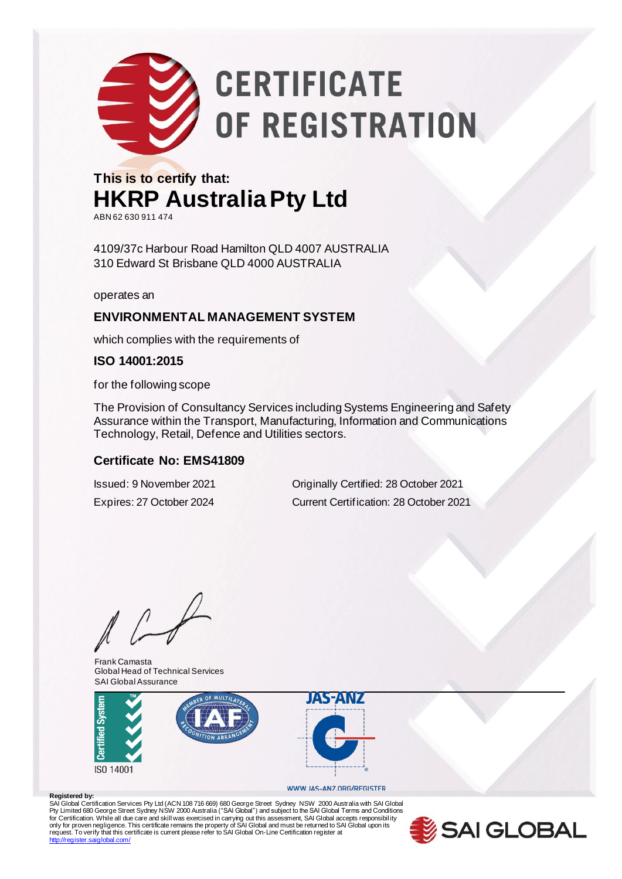# CERTIFICATE OF REGISTRATION

**This is to certify that:**

## HKRP Australia Pty Ltd

ABN 62 630 911 474

4109/37c Harbour Road Hamilton QLD 4007 AUSTRALIA
310 Edward St Brisbane QLD 4000 AUSTRALIA

operates an

**ENVIRONMENTAL MANAGEMENT SYSTEM**

which complies with the requirements of

**ISO 14001:2015**

for the following scope

The Provision of Consultancy Services including Systems Engineering and Safety Assurance within the Transport, Manufacturing, Information and Communications Technology, Retail, Defence and Utilities sectors.

**Certificate No: EMS41809**

Issued: 9 November 2021

Expires: 27 October 2024

Originally Certified: 28 October 2021

Current Certification: 28 October 2021

Frank Camasta
Global Head of Technical Services
SAI Global Assurance

Certified System
ISO 14001

JAS-ANZ

WWW.JAS-ANZ.ORG/REGISTER

**Registered by:**
SAI Global Certification Services Pty Ltd (ACN 108 716 669) 680 George Street Sydney NSW 2000 Australia with SAI Global Pty Limited 680 George Street Sydney NSW 2000 Australia ("SAI Global") and subject to the SAI Global Terms and Conditions for Certification. While all due care and skill was exercised in carrying out this assessment, SAI Global accepts responsibility only for proven negligence. This certificate remains the property of SAI Global and must be returned to SAI Global upon its request. To verify that this certificate is current please refer to SAI Global On-Line Certification register at http://register.saiglobal.com/

SAI GLOBAL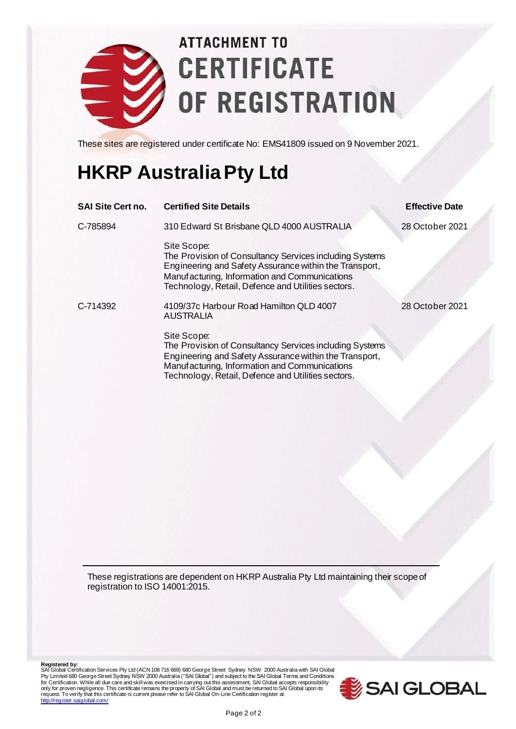# ATTACHMENT TO CERTIFICATE OF REGISTRATION

These sites are registered under certificate No: EMS41809 issued on 9 November 2021.

## HKRP Australia Pty Ltd

| SAI Site Cert no. | Certified Site Details | Effective Date |
|---|---|---|
| C-785894 | 310 Edward St Brisbane QLD 4000 AUSTRALIA<br><br>Site Scope:<br>The Provision of Consultancy Services including Systems Engineering and Safety Assurance within the Transport, Manufacturing, Information and Communications Technology, Retail, Defence and Utilities sectors. | 28 October 2021 |
| C-714392 | 4109/37c Harbour Road Hamilton QLD 4007 AUSTRALIA<br><br>Site Scope:<br>The Provision of Consultancy Services including Systems Engineering and Safety Assurance within the Transport, Manufacturing, Information and Communications Technology, Retail, Defence and Utilities sectors. | 28 October 2021 |

These registrations are dependent on HKRP Australia Pty Ltd maintaining their scope of registration to ISO 14001:2015.

**Registered by:**
SAI Global Certification Services Pty Ltd (ACN 108 716 669) 680 George Street Sydney NSW 2000 Australia with SAI Global Pty Limited 680 George Street Sydney NSW 2000 Australia ("SAI Global") and subject to the SAI Global Terms and Conditions for Certification. While all due care and skill was exercised in carrying out this assessment, SAI Global accepts responsibility only for proven negligence. This certificate remains the property of SAI Global and must be returned to SAI Global upon its request. To verify that this certificate is current please refer to SAI Global On-Line Certification register at http://register.saiglobal.com/

SAI GLOBAL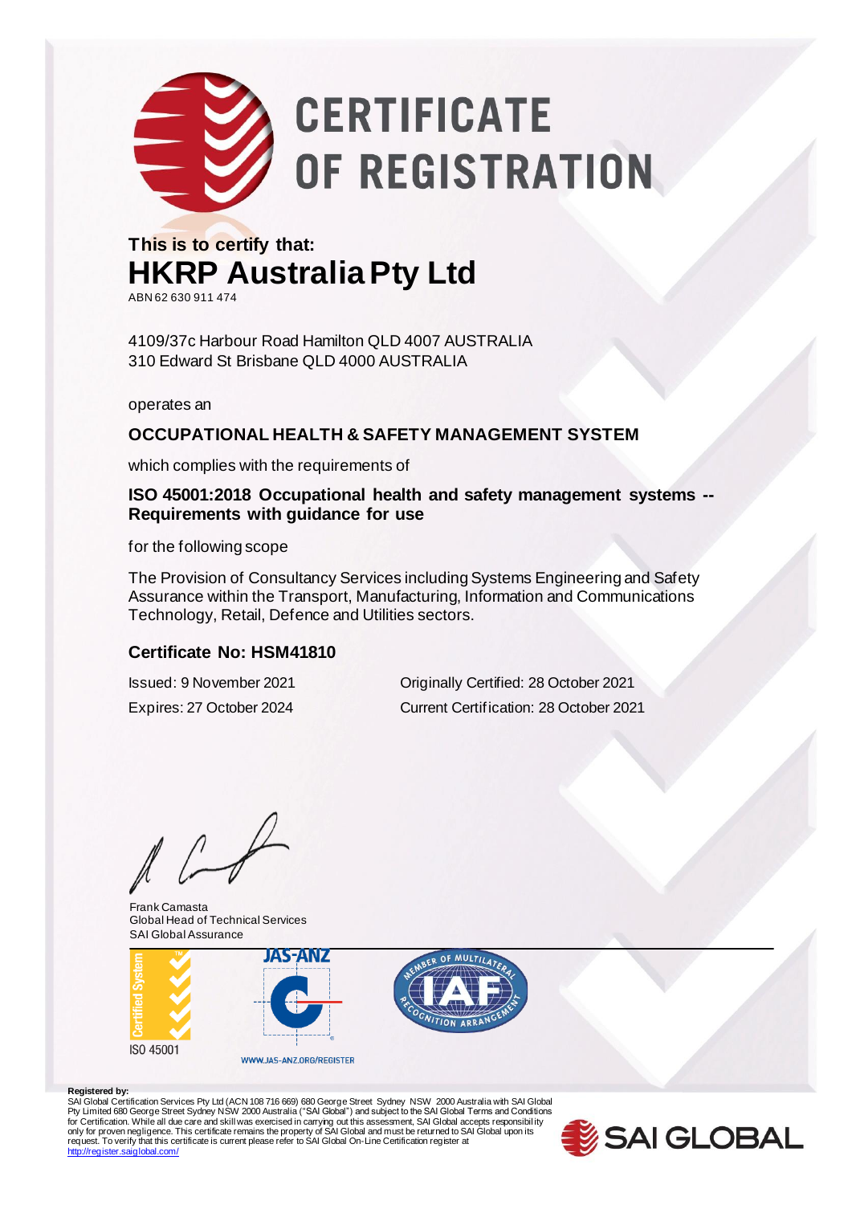# CERTIFICATE OF REGISTRATION

**This is to certify that:**

## HKRP Australia Pty Ltd

ABN 62 630 911 474

4109/37c Harbour Road Hamilton QLD 4007 AUSTRALIA
310 Edward St Brisbane QLD 4000 AUSTRALIA

operates an

### OCCUPATIONAL HEALTH & SAFETY MANAGEMENT SYSTEM

which complies with the requirements of

**ISO 45001:2018 Occupational health and safety management systems -- Requirements with guidance for use**

for the following scope

The Provision of Consultancy Services including Systems Engineering and Safety Assurance within the Transport, Manufacturing, Information and Communications Technology, Retail, Defence and Utilities sectors.

**Certificate No: HSM41810**

Issued: 9 November 2021
Expires: 27 October 2024

Originally Certified: 28 October 2021
Current Certification: 28 October 2021

Frank Camasta
Global Head of Technical Services
SAI Global Assurance

Certified System
ISO 45001

JAS-ANZ
WWW.JAS-ANZ.ORG/REGISTER

MEMBER OF MULTILATERAL RECOGNITION ARRANGEMENT IAF

**Registered by:**
SAI Global Certification Services Pty Ltd (ACN 108 716 669) 680 George Street Sydney NSW 2000 Australia with SAI Global Pty Limited 680 George Street Sydney NSW 2000 Australia ("SAI Global") and subject to the SAI Global Terms and Conditions for Certification. While all due care and skill was exercised in carrying out this assessment, SAI Global accepts responsibility only for proven negligence. This certificate remains the property of SAI Global and must be returned to SAI Global upon its request. To verify that this certificate is current please refer to SAI Global On-Line Certification register at http://register.saiglobal.com/

SAI GLOBAL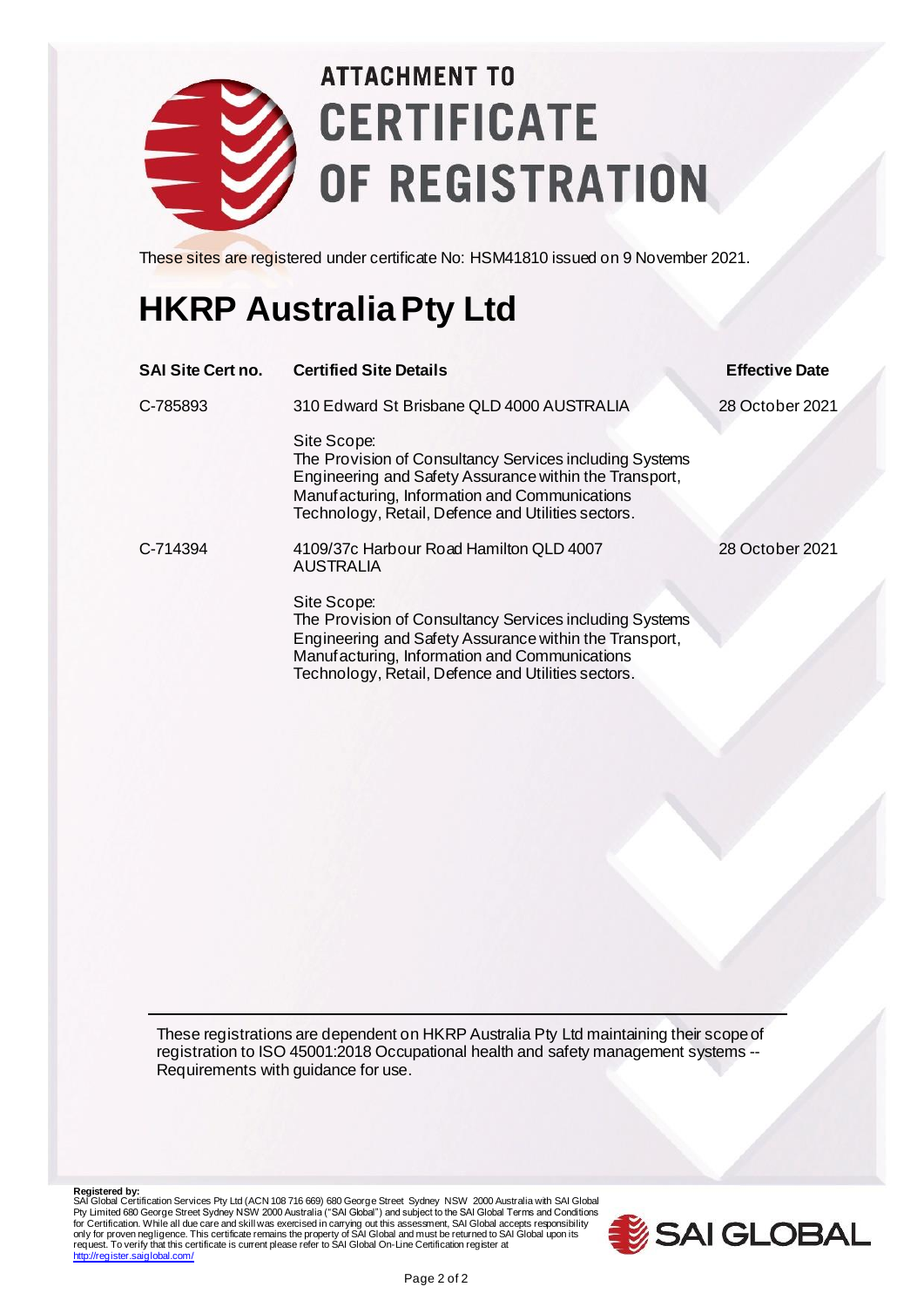# ATTACHMENT TO CERTIFICATE OF REGISTRATION

These sites are registered under certificate No: HSM41810 issued on 9 November 2021.

# HKRP Australia Pty Ltd

| SAI Site Cert no. | Certified Site Details | Effective Date |
|---|---|---|
| C-785893 | 310 Edward St Brisbane QLD 4000 AUSTRALIA<br><br>Site Scope:<br>The Provision of Consultancy Services including Systems Engineering and Safety Assurance within the Transport, Manufacturing, Information and Communications Technology, Retail, Defence and Utilities sectors. | 28 October 2021 |
| C-714394 | 4109/37c Harbour Road Hamilton QLD 4007 AUSTRALIA<br><br>Site Scope:<br>The Provision of Consultancy Services including Systems Engineering and Safety Assurance within the Transport, Manufacturing, Information and Communications Technology, Retail, Defence and Utilities sectors. | 28 October 2021 |

These registrations are dependent on HKRP Australia Pty Ltd maintaining their scope of registration to ISO 45001:2018 Occupational health and safety management systems -- Requirements with guidance for use.

**Registered by:**
SAI Global Certification Services Pty Ltd (ACN 108 716 669) 680 George Street Sydney NSW 2000 Australia with SAI Global Pty Limited 680 George Street Sydney NSW 2000 Australia ("SAI Global") and subject to the SAI Global Terms and Conditions for Certification. While all due care and skill was exercised in carrying out this assessment, SAI Global accepts responsibility only for proven negligence. This certificate remains the property of SAI Global and must be returned to SAI Global upon its request. To verify that this certificate is current please refer to SAI Global On-Line Certification register at http://register.saiglobal.com/

SAI GLOBAL